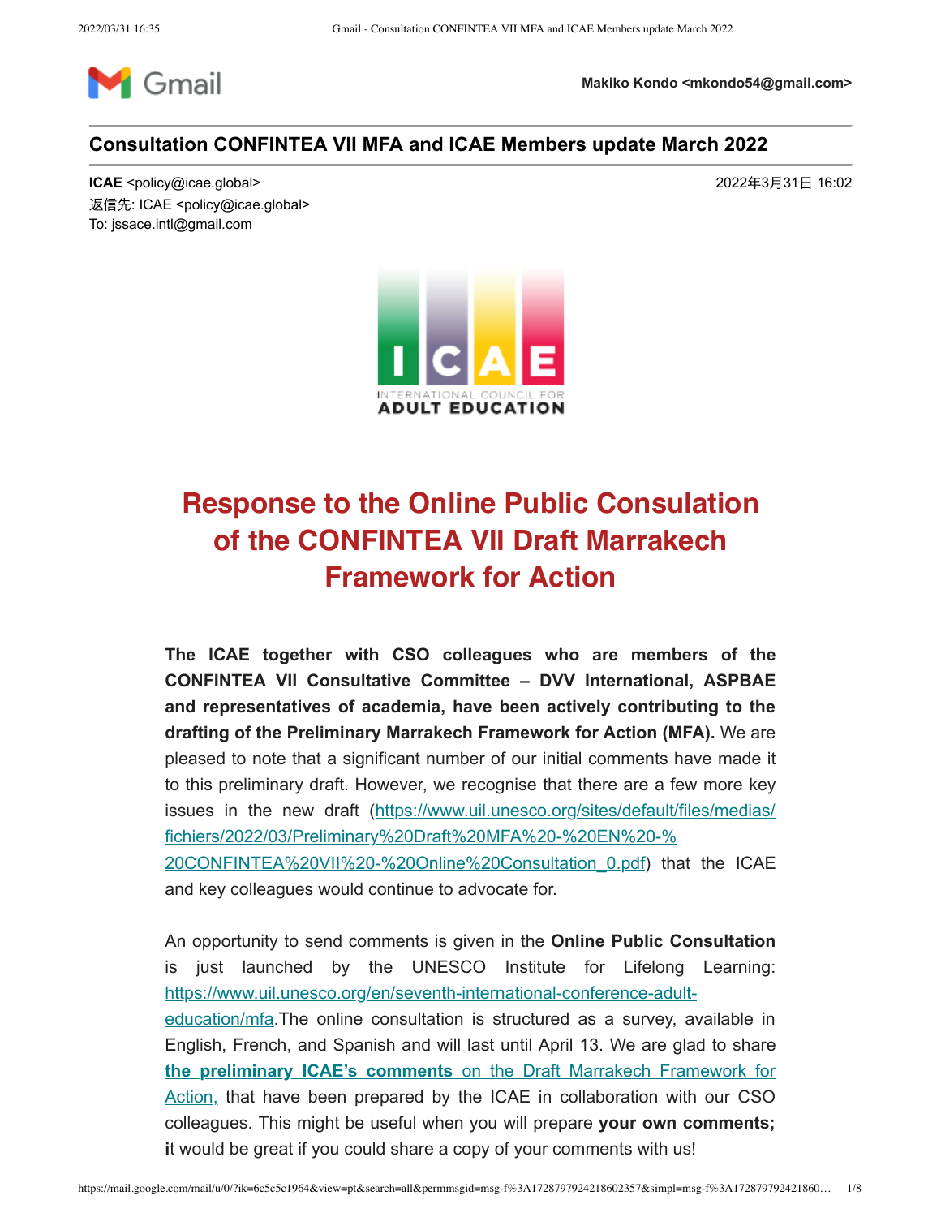Gmail

**Makiko Kondo <mkondo54@gmail.com>**

---

**Consultation CONFINTEA VII MFA and ICAE Members update March 2022**

---

**ICAE** <policy@icae.global>
返信先: ICAE <policy@icae.global>
To: jssace.intl@gmail.com

2022年3月31日 16:02

ICAE
INTERNATIONAL COUNCIL FOR
ADULT EDUCATION

# Response to the Online Public Consulation of the CONFINTEA VII Draft Marrakech Framework for Action

**The ICAE together with CSO colleagues who are members of the CONFINTEA VII Consultative Committee – DVV International, ASPBAE and representatives of academia, have been actively contributing to the drafting of the Preliminary Marrakech Framework for Action (MFA).** We are pleased to note that a significant number of our initial comments have made it to this preliminary draft. However, we recognise that there are a few more key issues in the new draft (https://www.uil.unesco.org/sites/default/files/medias/fichiers/2022/03/Preliminary%20Draft%20MFA%20-%20EN%20-%20CONFINTEA%20VII%20-%20Online%20Consultation_0.pdf) that the ICAE and key colleagues would continue to advocate for.

An opportunity to send comments is given in the **Online Public Consultation** is just launched by the UNESCO Institute for Lifelong Learning: https://www.uil.unesco.org/en/seventh-international-conference-adult-education/mfa. The online consultation is structured as a survey, available in English, French, and Spanish and will last until April 13. We are glad to share **the preliminary ICAE's comments** on the Draft Marrakech Framework for Action, that have been prepared by the ICAE in collaboration with our CSO colleagues. This might be useful when you will prepare **your own comments;** **i**t would be great if you could share a copy of your comments with us!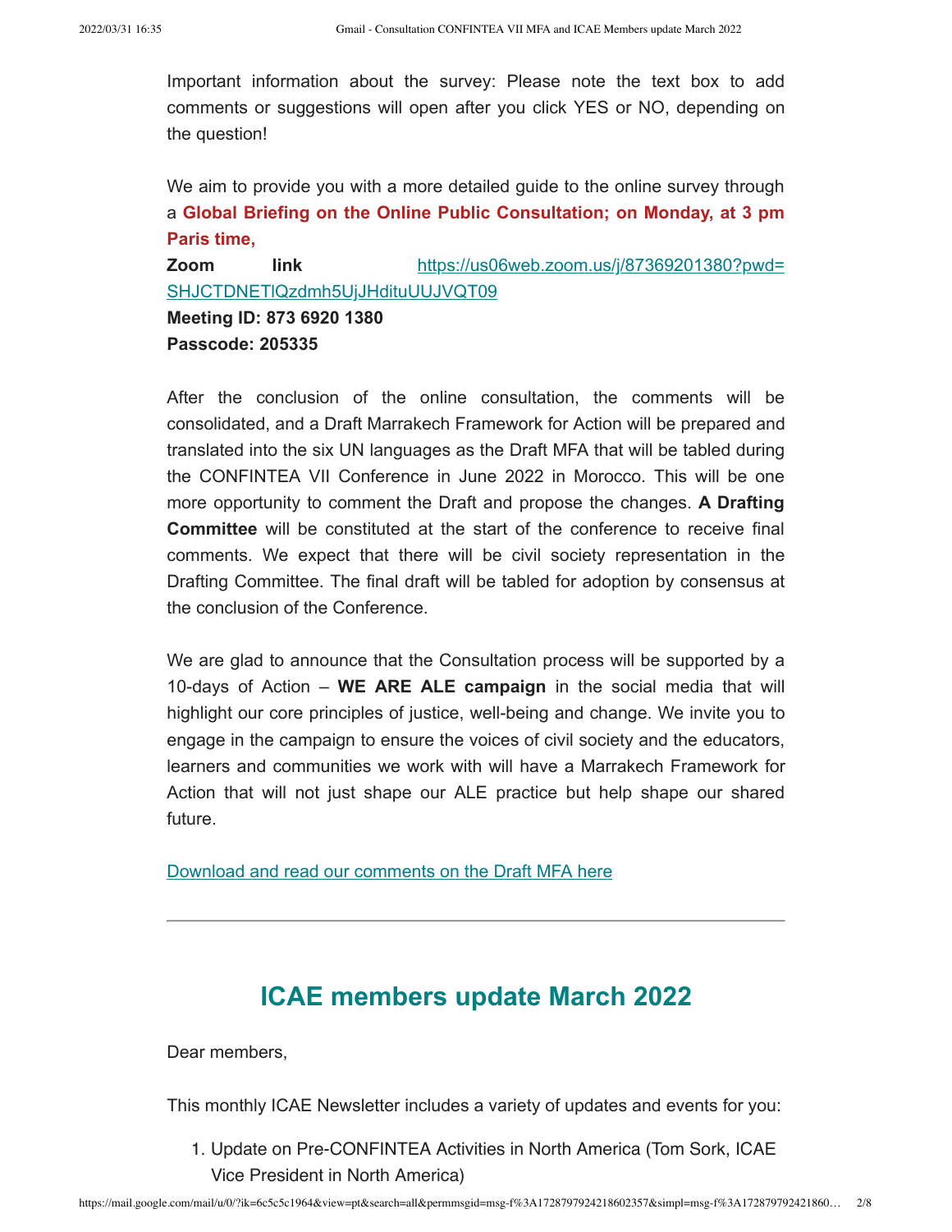Important information about the survey: Please note the text box to add comments or suggestions will open after you click YES or NO, depending on the question!

We aim to provide you with a more detailed guide to the online survey through a **Global Briefing on the Online Public Consultation; on Monday, at 3 pm Paris time,**

**Zoom link** https://us06web.zoom.us/j/87369201380?pwd=SHJCTDNETlQzdmh5UjJHdituUUJVQT09

**Meeting ID: 873 6920 1380**

**Passcode: 205335**

After the conclusion of the online consultation, the comments will be consolidated, and a Draft Marrakech Framework for Action will be prepared and translated into the six UN languages as the Draft MFA that will be tabled during the CONFINTEA VII Conference in June 2022 in Morocco. This will be one more opportunity to comment the Draft and propose the changes. **A Drafting Committee** will be constituted at the start of the conference to receive final comments. We expect that there will be civil society representation in the Drafting Committee. The final draft will be tabled for adoption by consensus at the conclusion of the Conference.

We are glad to announce that the Consultation process will be supported by a 10-days of Action – **WE ARE ALE campaign** in the social media that will highlight our core principles of justice, well-being and change. We invite you to engage in the campaign to ensure the voices of civil society and the educators, learners and communities we work with will have a Marrakech Framework for Action that will not just shape our ALE practice but help shape our shared future.

Download and read our comments on the Draft MFA here

---

## ICAE members update March 2022

Dear members,

This monthly ICAE Newsletter includes a variety of updates and events for you:

1. Update on Pre-CONFINTEA Activities in North America (Tom Sork, ICAE Vice President in North America)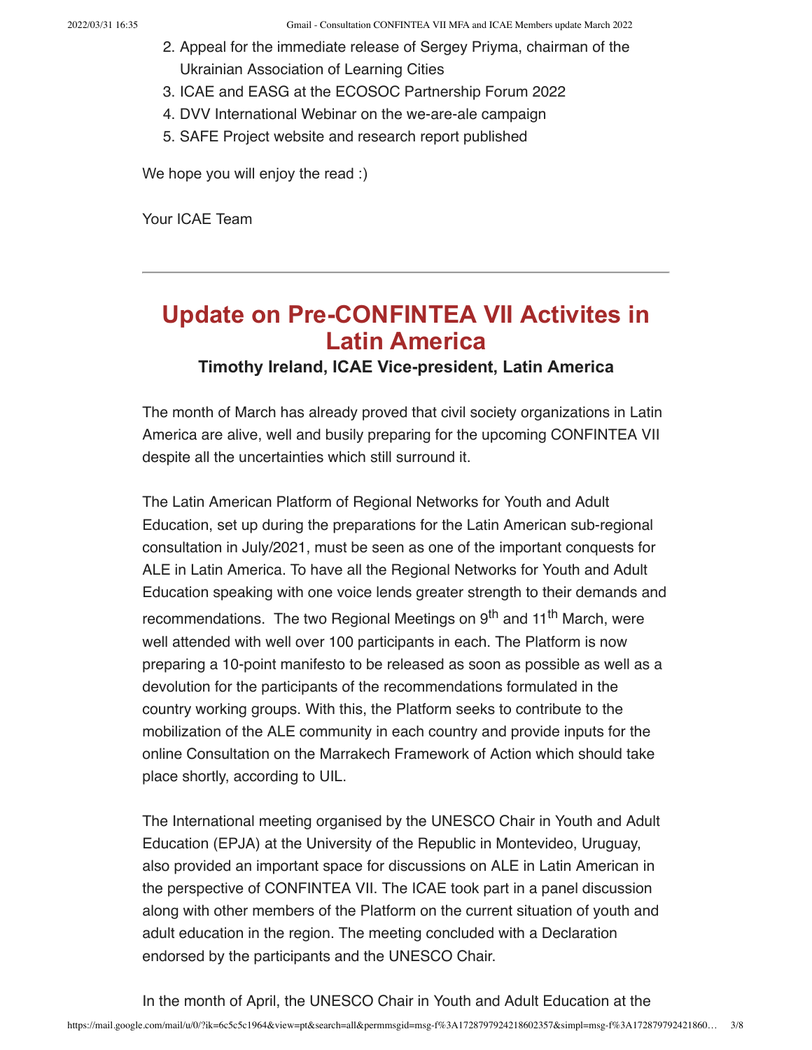2. Appeal for the immediate release of Sergey Priyma, chairman of the Ukrainian Association of Learning Cities
3. ICAE and EASG at the ECOSOC Partnership Forum 2022
4. DVV International Webinar on the we-are-ale campaign
5. SAFE Project website and research report published

We hope you will enjoy the read :)

Your ICAE Team

---

# Update on Pre-CONFINTEA VII Activites in Latin America

**Timothy Ireland, ICAE Vice-president, Latin America**

The month of March has already proved that civil society organizations in Latin America are alive, well and busily preparing for the upcoming CONFINTEA VII despite all the uncertainties which still surround it.

The Latin American Platform of Regional Networks for Youth and Adult Education, set up during the preparations for the Latin American sub-regional consultation in July/2021, must be seen as one of the important conquests for ALE in Latin America. To have all the Regional Networks for Youth and Adult Education speaking with one voice lends greater strength to their demands and recommendations. The two Regional Meetings on 9th and 11th March, were well attended with well over 100 participants in each. The Platform is now preparing a 10-point manifesto to be released as soon as possible as well as a devolution for the participants of the recommendations formulated in the country working groups. With this, the Platform seeks to contribute to the mobilization of the ALE community in each country and provide inputs for the online Consultation on the Marrakech Framework of Action which should take place shortly, according to UIL.

The International meeting organised by the UNESCO Chair in Youth and Adult Education (EPJA) at the University of the Republic in Montevideo, Uruguay, also provided an important space for discussions on ALE in Latin American in the perspective of CONFINTEA VII. The ICAE took part in a panel discussion along with other members of the Platform on the current situation of youth and adult education in the region. The meeting concluded with a Declaration endorsed by the participants and the UNESCO Chair.

In the month of April, the UNESCO Chair in Youth and Adult Education at the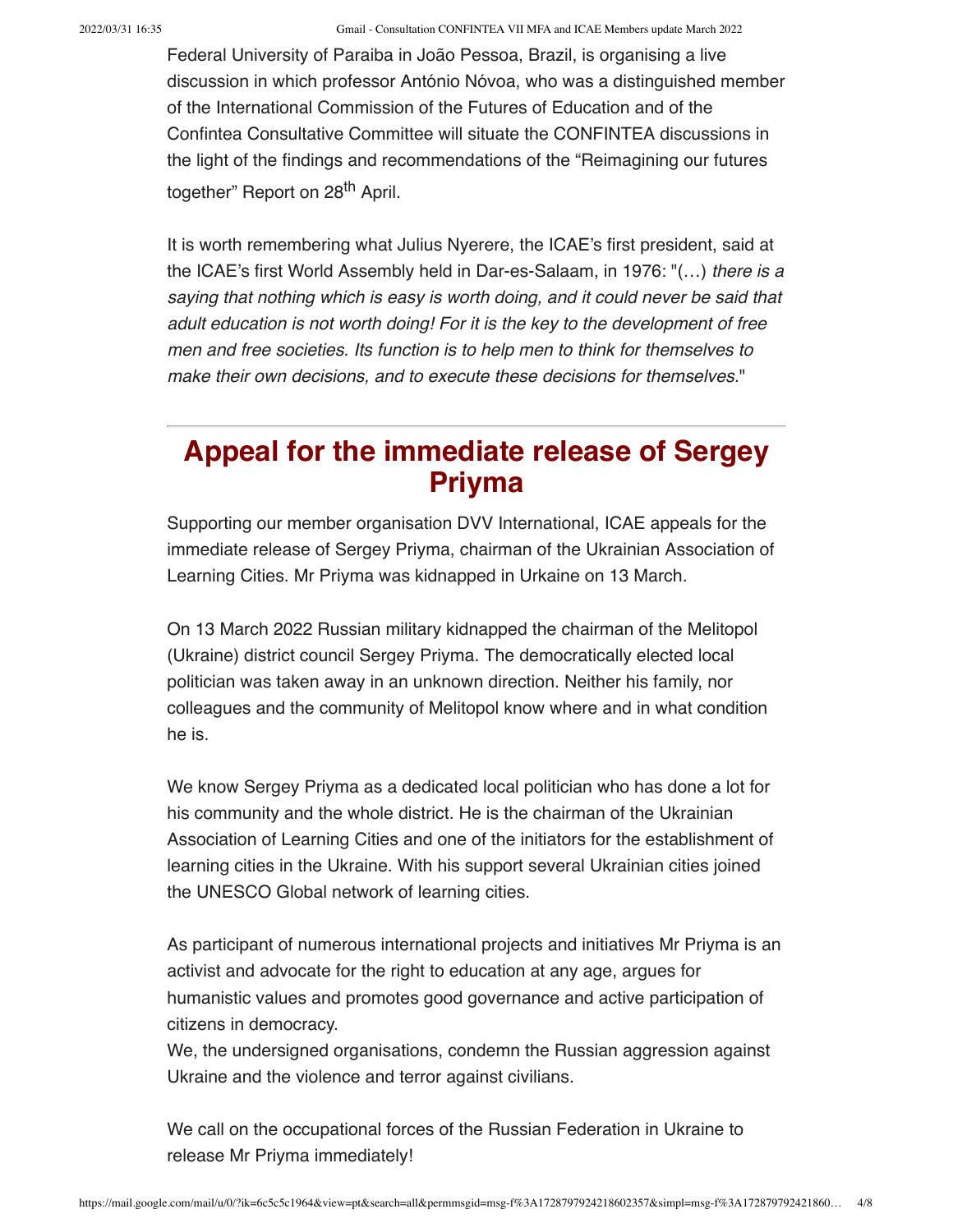Federal University of Paraiba in João Pessoa, Brazil, is organising a live discussion in which professor António Nóvoa, who was a distinguished member of the International Commission of the Futures of Education and of the Confintea Consultative Committee will situate the CONFINTEA discussions in the light of the findings and recommendations of the "Reimagining our futures together" Report on 28th April.

It is worth remembering what Julius Nyerere, the ICAE's first president, said at the ICAE's first World Assembly held in Dar-es-Salaam, in 1976: "(…) *there is a saying that nothing which is easy is worth doing, and it could never be said that adult education is not worth doing! For it is the key to the development of free men and free societies. Its function is to help men to think for themselves to make their own decisions, and to execute these decisions for themselves.*"

---

## Appeal for the immediate release of Sergey Priyma

Supporting our member organisation DVV International, ICAE appeals for the immediate release of Sergey Priyma, chairman of the Ukrainian Association of Learning Cities. Mr Priyma was kidnapped in Urkaine on 13 March.

On 13 March 2022 Russian military kidnapped the chairman of the Melitopol (Ukraine) district council Sergey Priyma. The democratically elected local politician was taken away in an unknown direction. Neither his family, nor colleagues and the community of Melitopol know where and in what condition he is.

We know Sergey Priyma as a dedicated local politician who has done a lot for his community and the whole district. He is the chairman of the Ukrainian Association of Learning Cities and one of the initiators for the establishment of learning cities in the Ukraine. With his support several Ukrainian cities joined the UNESCO Global network of learning cities.

As participant of numerous international projects and initiatives Mr Priyma is an activist and advocate for the right to education at any age, argues for humanistic values and promotes good governance and active participation of citizens in democracy.
We, the undersigned organisations, condemn the Russian aggression against Ukraine and the violence and terror against civilians.

We call on the occupational forces of the Russian Federation in Ukraine to release Mr Priyma immediately!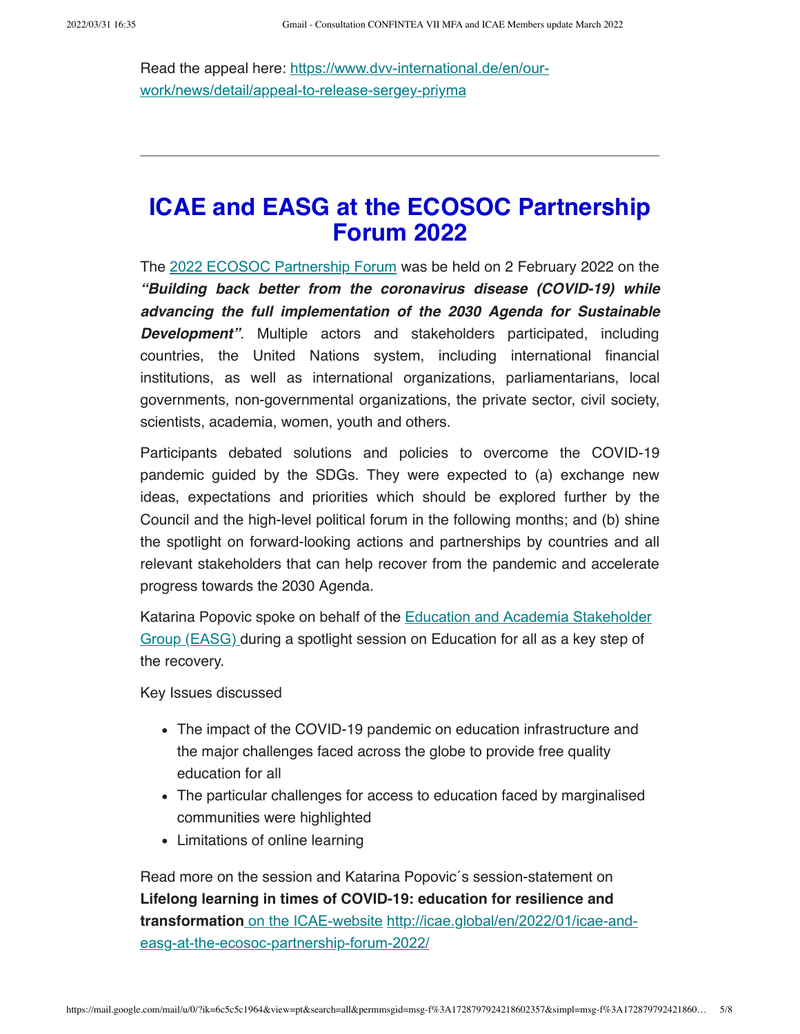Read the appeal here: https://www.dvv-international.de/en/our-work/news/detail/appeal-to-release-sergey-priyma

---

# ICAE and EASG at the ECOSOC Partnership Forum 2022

The 2022 ECOSOC Partnership Forum was be held on 2 February 2022 on the ***"Building back better from the coronavirus disease (COVID-19) while advancing the full implementation of the 2030 Agenda for Sustainable Development"***. Multiple actors and stakeholders participated, including countries, the United Nations system, including international financial institutions, as well as international organizations, parliamentarians, local governments, non-governmental organizations, the private sector, civil society, scientists, academia, women, youth and others.

Participants debated solutions and policies to overcome the COVID-19 pandemic guided by the SDGs. They were expected to (a) exchange new ideas, expectations and priorities which should be explored further by the Council and the high-level political forum in the following months; and (b) shine the spotlight on forward-looking actions and partnerships by countries and all relevant stakeholders that can help recover from the pandemic and accelerate progress towards the 2030 Agenda.

Katarina Popovic spoke on behalf of the Education and Academia Stakeholder Group (EASG) during a spotlight session on Education for all as a key step of the recovery.

Key Issues discussed

- The impact of the COVID-19 pandemic on education infrastructure and the major challenges faced across the globe to provide free quality education for all
- The particular challenges for access to education faced by marginalised communities were highlighted
- Limitations of online learning

Read more on the session and Katarina Popovic´s session-statement on **Lifelong learning in times of COVID-19: education for resilience and transformation** on the ICAE-website http://icae.global/en/2022/01/icae-and-easg-at-the-ecosoc-partnership-forum-2022/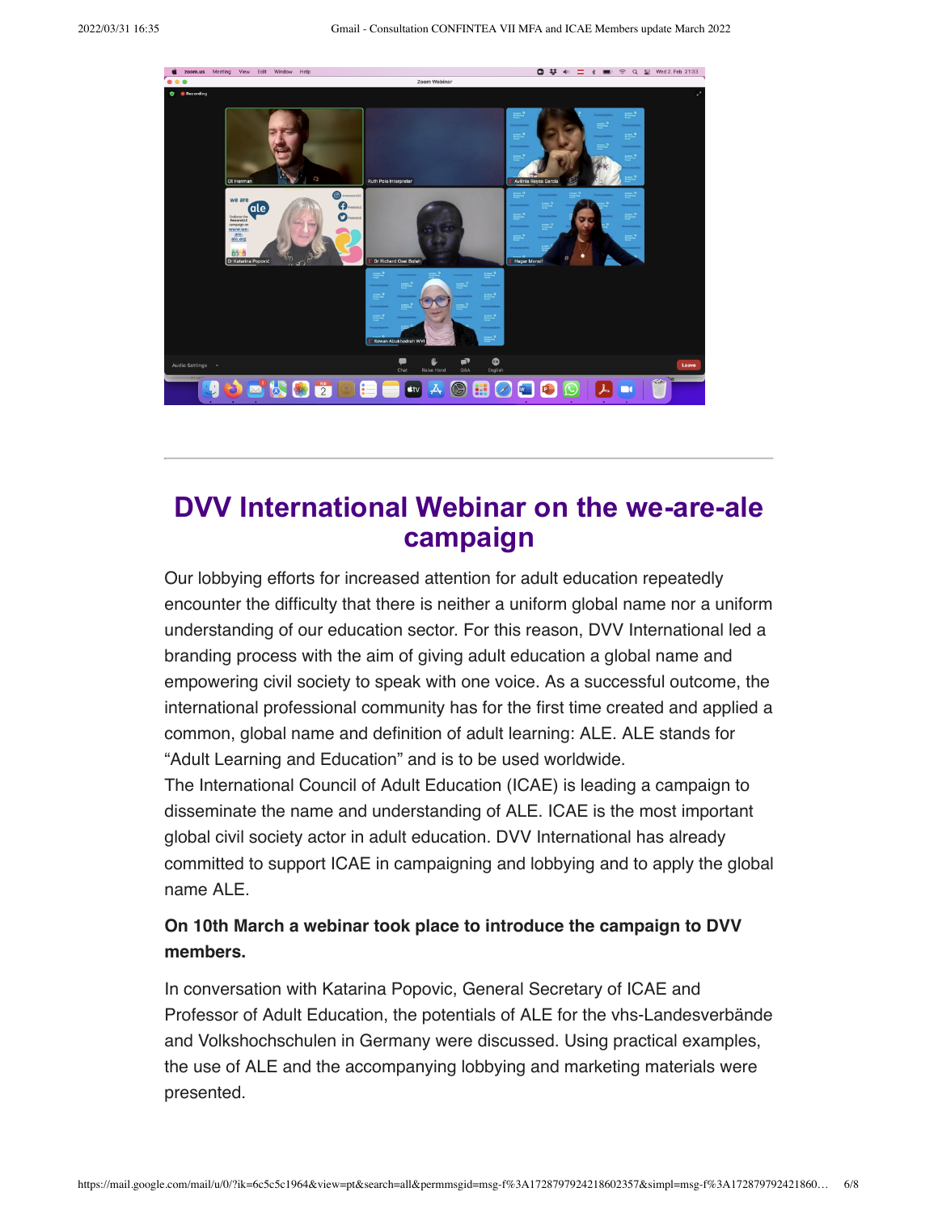# DVV International Webinar on the we-are-ale campaign

Our lobbying efforts for increased attention for adult education repeatedly encounter the difficulty that there is neither a uniform global name nor a uniform understanding of our education sector. For this reason, DVV International led a branding process with the aim of giving adult education a global name and empowering civil society to speak with one voice. As a successful outcome, the international professional community has for the first time created and applied a common, global name and definition of adult learning: ALE. ALE stands for "Adult Learning and Education" and is to be used worldwide.
The International Council of Adult Education (ICAE) is leading a campaign to disseminate the name and understanding of ALE. ICAE is the most important global civil society actor in adult education. DVV International has already committed to support ICAE in campaigning and lobbying and to apply the global name ALE.

**On 10th March a webinar took place to introduce the campaign to DVV members.**

In conversation with Katarina Popovic, General Secretary of ICAE and Professor of Adult Education, the potentials of ALE for the vhs-Landesverbände and Volkshochschulen in Germany were discussed. Using practical examples, the use of ALE and the accompanying lobbying and marketing materials were presented.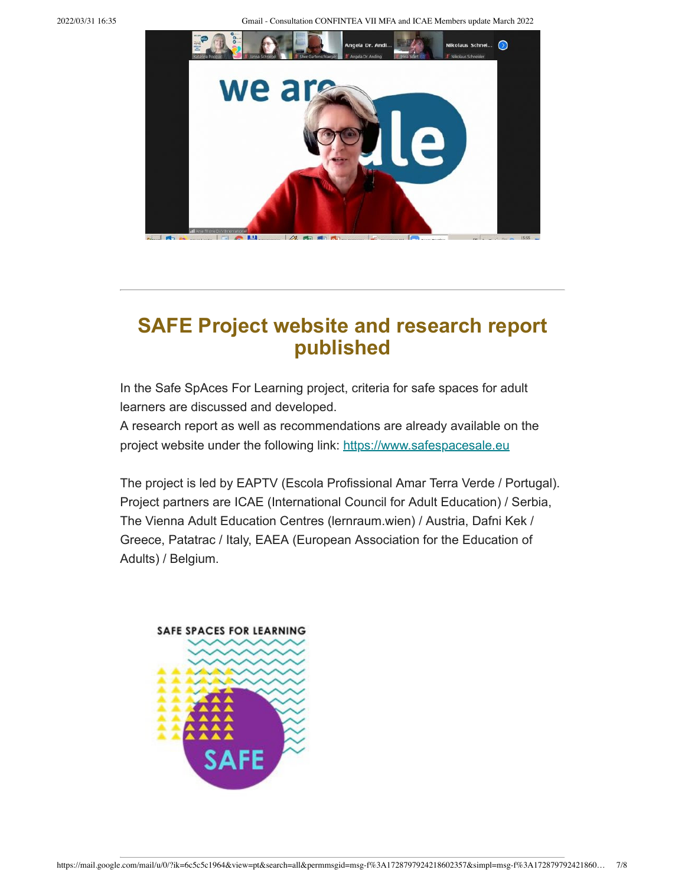## SAFE Project website and research report published

In the Safe SpAces For Learning project, criteria for safe spaces for adult learners are discussed and developed.
A research report as well as recommendations are already available on the project website under the following link: https://www.safespacesale.eu

The project is led by EAPTV (Escola Profissional Amar Terra Verde / Portugal). Project partners are ICAE (International Council for Adult Education) / Serbia, The Vienna Adult Education Centres (lernraum.wien) / Austria, Dafni Kek / Greece, Patatrac / Italy, EAEA (European Association for the Education of Adults) / Belgium.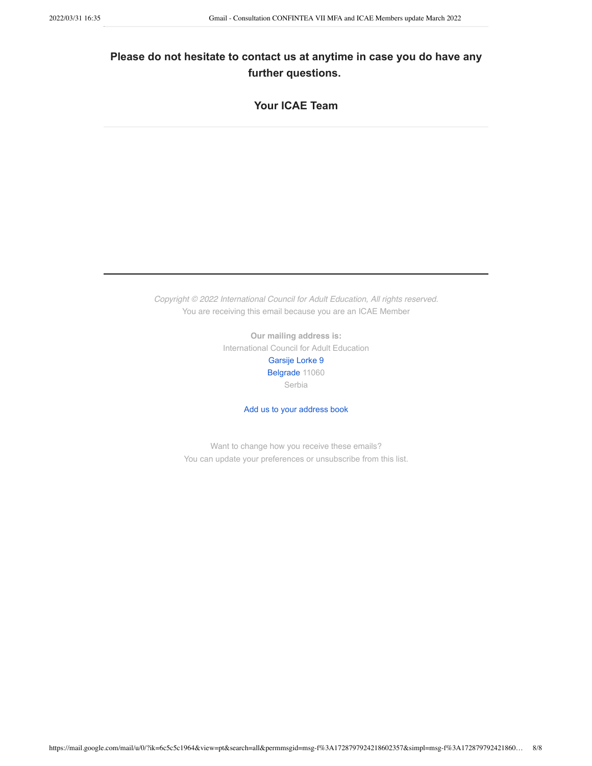**Please do not hesitate to contact us at anytime in case you do have any further questions.**

**Your ICAE Team**

---

*Copyright © 2022 International Council for Adult Education, All rights reserved.*
You are receiving this email because you are an ICAE Member

**Our mailing address is:**
International Council for Adult Education
Garsije Lorke 9
Belgrade 11060
Serbia

Add us to your address book

Want to change how you receive these emails?
You can update your preferences or unsubscribe from this list.